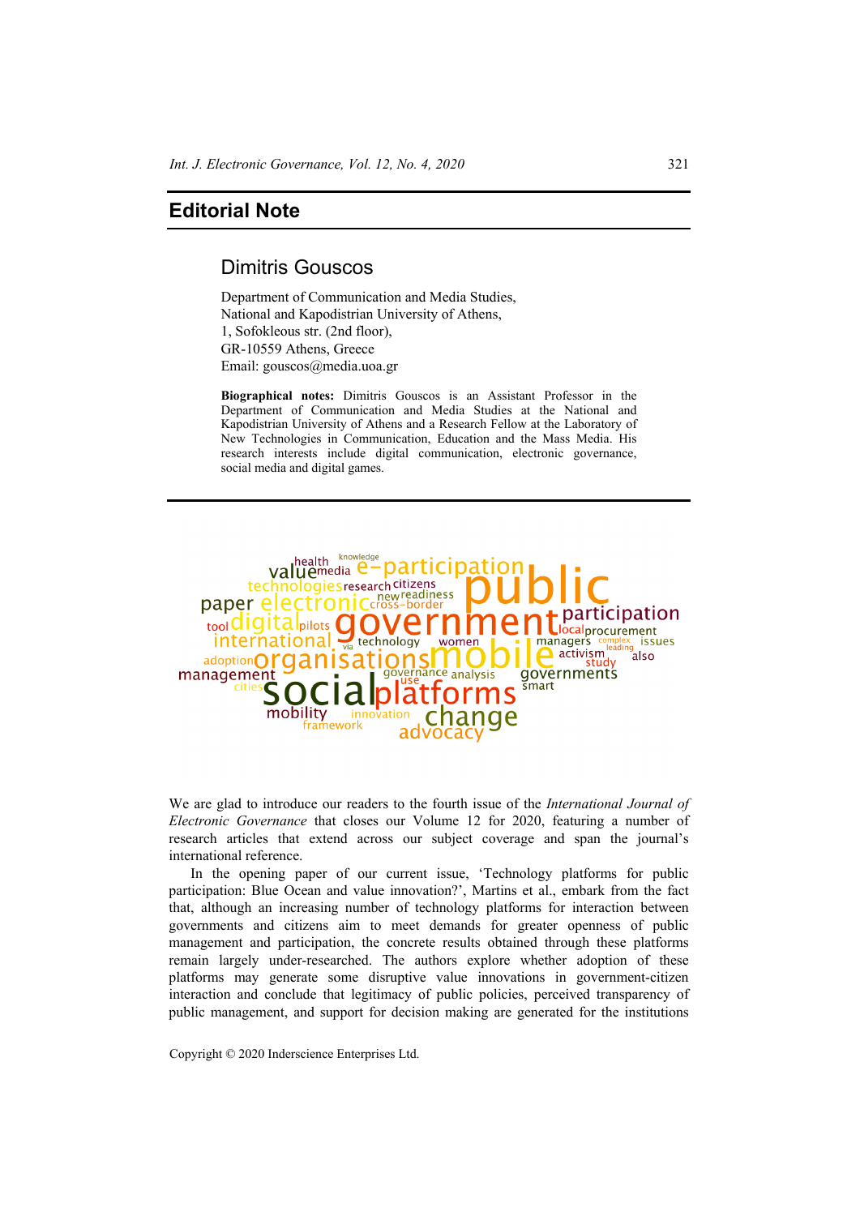# Editorial Note

## Dimitris Gouscos

Department of Communication and Media Studies,
National and Kapodistrian University of Athens,
1, Sofokleous str. (2nd floor),
GR-10559 Athens, Greece
Email: gouscos@media.uoa.gr

**Biographical notes:** Dimitris Gouscos is an Assistant Professor in the Department of Communication and Media Studies at the National and Kapodistrian University of Athens and a Research Fellow at the Laboratory of New Technologies in Communication, Education and the Mass Media. His research interests include digital communication, electronic governance, social media and digital games.

We are glad to introduce our readers to the fourth issue of the *International Journal of Electronic Governance* that closes our Volume 12 for 2020, featuring a number of research articles that extend across our subject coverage and span the journal's international reference.

In the opening paper of our current issue, 'Technology platforms for public participation: Blue Ocean and value innovation?', Martins et al., embark from the fact that, although an increasing number of technology platforms for interaction between governments and citizens aim to meet demands for greater openness of public management and participation, the concrete results obtained through these platforms remain largely under-researched. The authors explore whether adoption of these platforms may generate some disruptive value innovations in government-citizen interaction and conclude that legitimacy of public policies, perceived transparency of public management, and support for decision making are generated for the institutions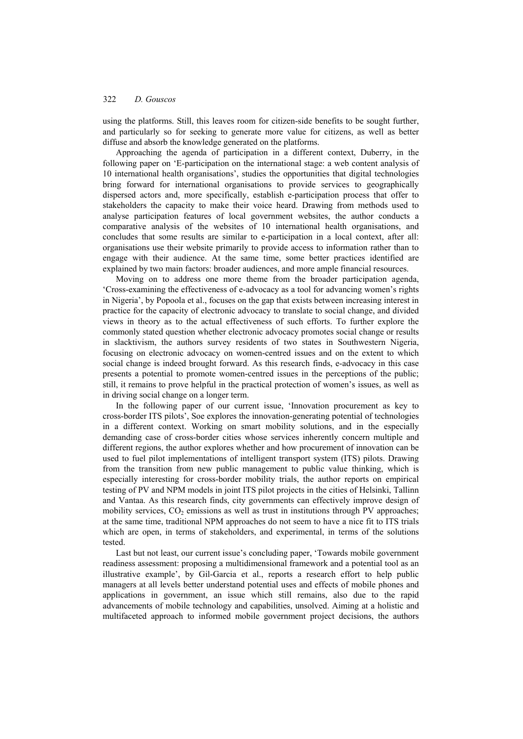using the platforms. Still, this leaves room for citizen-side benefits to be sought further, and particularly so for seeking to generate more value for citizens, as well as better diffuse and absorb the knowledge generated on the platforms.

Approaching the agenda of participation in a different context, Duberry, in the following paper on 'E-participation on the international stage: a web content analysis of 10 international health organisations', studies the opportunities that digital technologies bring forward for international organisations to provide services to geographically dispersed actors and, more specifically, establish e-participation process that offer to stakeholders the capacity to make their voice heard. Drawing from methods used to analyse participation features of local government websites, the author conducts a comparative analysis of the websites of 10 international health organisations, and concludes that some results are similar to e-participation in a local context, after all: organisations use their website primarily to provide access to information rather than to engage with their audience. At the same time, some better practices identified are explained by two main factors: broader audiences, and more ample financial resources.

Moving on to address one more theme from the broader participation agenda, 'Cross-examining the effectiveness of e-advocacy as a tool for advancing women's rights in Nigeria', by Popoola et al., focuses on the gap that exists between increasing interest in practice for the capacity of electronic advocacy to translate to social change, and divided views in theory as to the actual effectiveness of such efforts. To further explore the commonly stated question whether electronic advocacy promotes social change or results in slacktivism, the authors survey residents of two states in Southwestern Nigeria, focusing on electronic advocacy on women-centred issues and on the extent to which social change is indeed brought forward. As this research finds, e-advocacy in this case presents a potential to promote women-centred issues in the perceptions of the public; still, it remains to prove helpful in the practical protection of women's issues, as well as in driving social change on a longer term.

In the following paper of our current issue, 'Innovation procurement as key to cross-border ITS pilots', Soe explores the innovation-generating potential of technologies in a different context. Working on smart mobility solutions, and in the especially demanding case of cross-border cities whose services inherently concern multiple and different regions, the author explores whether and how procurement of innovation can be used to fuel pilot implementations of intelligent transport system (ITS) pilots. Drawing from the transition from new public management to public value thinking, which is especially interesting for cross-border mobility trials, the author reports on empirical testing of PV and NPM models in joint ITS pilot projects in the cities of Helsinki, Tallinn and Vantaa. As this research finds, city governments can effectively improve design of mobility services, $CO_2$ emissions as well as trust in institutions through PV approaches; at the same time, traditional NPM approaches do not seem to have a nice fit to ITS trials which are open, in terms of stakeholders, and experimental, in terms of the solutions tested.

Last but not least, our current issue's concluding paper, 'Towards mobile government readiness assessment: proposing a multidimensional framework and a potential tool as an illustrative example', by Gil-Garcia et al., reports a research effort to help public managers at all levels better understand potential uses and effects of mobile phones and applications in government, an issue which still remains, also due to the rapid advancements of mobile technology and capabilities, unsolved. Aiming at a holistic and multifaceted approach to informed mobile government project decisions, the authors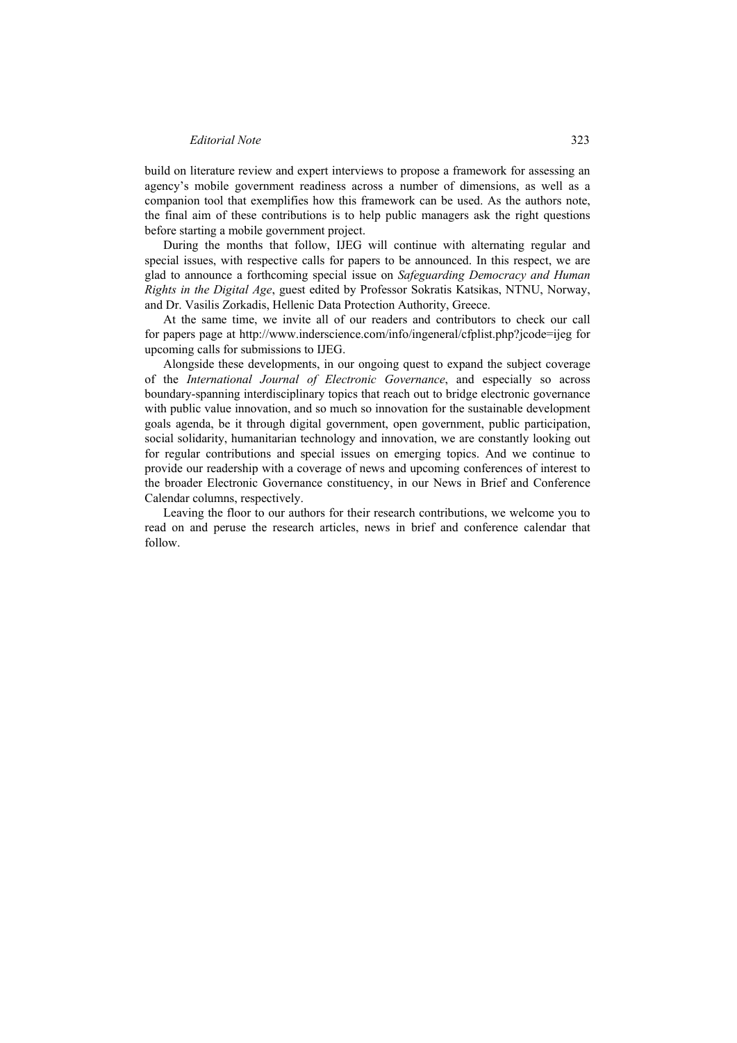build on literature review and expert interviews to propose a framework for assessing an agency's mobile government readiness across a number of dimensions, as well as a companion tool that exemplifies how this framework can be used. As the authors note, the final aim of these contributions is to help public managers ask the right questions before starting a mobile government project.

During the months that follow, IJEG will continue with alternating regular and special issues, with respective calls for papers to be announced. In this respect, we are glad to announce a forthcoming special issue on *Safeguarding Democracy and Human Rights in the Digital Age*, guest edited by Professor Sokratis Katsikas, NTNU, Norway, and Dr. Vasilis Zorkadis, Hellenic Data Protection Authority, Greece.

At the same time, we invite all of our readers and contributors to check our call for papers page at http://www.inderscience.com/info/ingeneral/cfplist.php?jcode=ijeg for upcoming calls for submissions to IJEG.

Alongside these developments, in our ongoing quest to expand the subject coverage of the *International Journal of Electronic Governance*, and especially so across boundary-spanning interdisciplinary topics that reach out to bridge electronic governance with public value innovation, and so much so innovation for the sustainable development goals agenda, be it through digital government, open government, public participation, social solidarity, humanitarian technology and innovation, we are constantly looking out for regular contributions and special issues on emerging topics. And we continue to provide our readership with a coverage of news and upcoming conferences of interest to the broader Electronic Governance constituency, in our News in Brief and Conference Calendar columns, respectively.

Leaving the floor to our authors for their research contributions, we welcome you to read on and peruse the research articles, news in brief and conference calendar that follow.